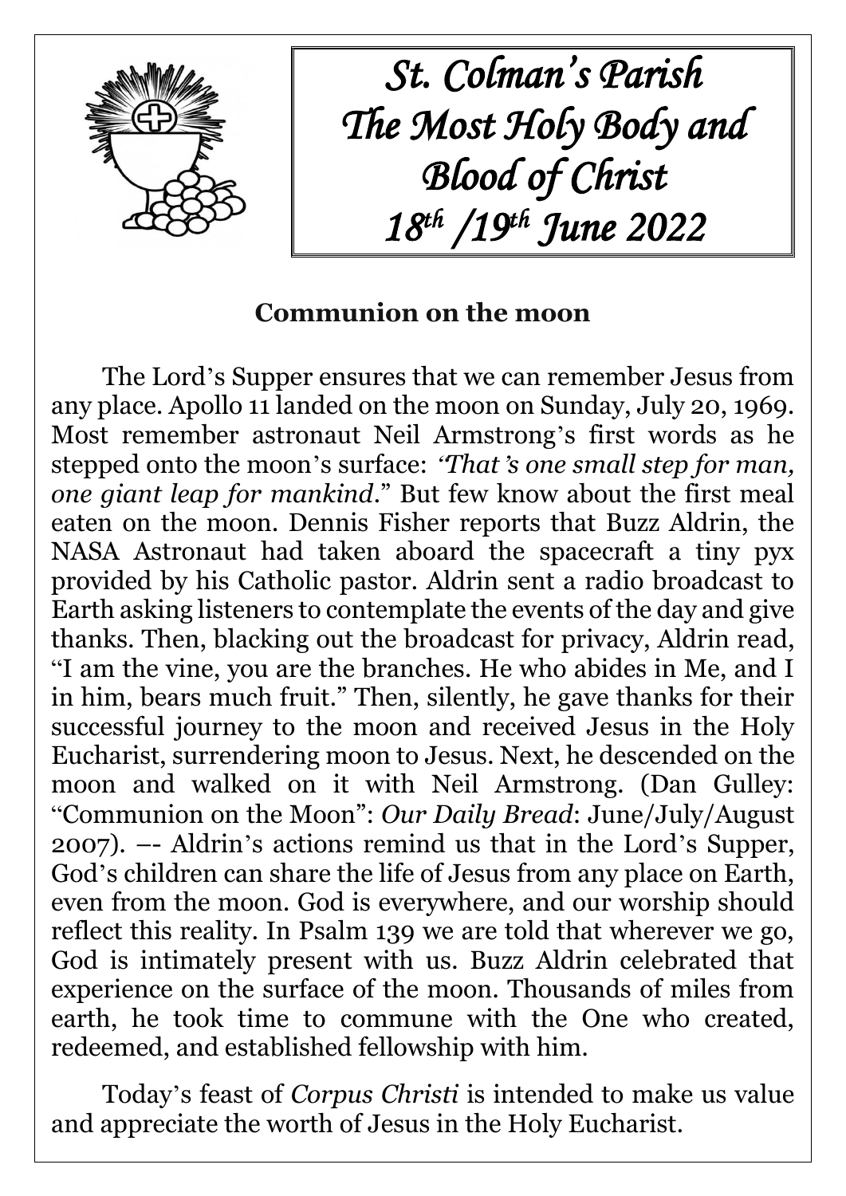# *St. Colman's Parish The Most Holy Body and Blood of Christ 18th /19th June 2022*

## Communion on the moon

The Lord's Supper ensures that we can remember Jesus from any place. Apollo 11 landed on the moon on Sunday, July 20, 1969. Most remember astronaut Neil Armstrong's first words as he stepped onto the moon's surface: *"That's one small step for man, one giant leap for mankind*." But few know about the first meal eaten on the moon. Dennis Fisher reports that Buzz Aldrin, the NASA Astronaut had taken aboard the spacecraft a tiny pyx provided by his Catholic pastor. Aldrin sent a radio broadcast to Earth asking listeners to contemplate the events of the day and give thanks. Then, blacking out the broadcast for privacy, Aldrin read, "I am the vine, you are the branches. He who abides in Me, and I in him, bears much fruit." Then, silently, he gave thanks for their successful journey to the moon and received Jesus in the Holy Eucharist, surrendering moon to Jesus. Next, he descended on the moon and walked on it with Neil Armstrong. (Dan Gulley: "Communion on the Moon": *Our Daily Bread*: June/July/August 2007). –- Aldrin's actions remind us that in the Lord's Supper, God's children can share the life of Jesus from any place on Earth, even from the moon. God is everywhere, and our worship should reflect this reality. In Psalm 139 we are told that wherever we go, God is intimately present with us. Buzz Aldrin celebrated that experience on the surface of the moon. Thousands of miles from earth, he took time to commune with the One who created, redeemed, and established fellowship with him.

Today's feast of *Corpus Christi* is intended to make us value and appreciate the worth of Jesus in the Holy Eucharist.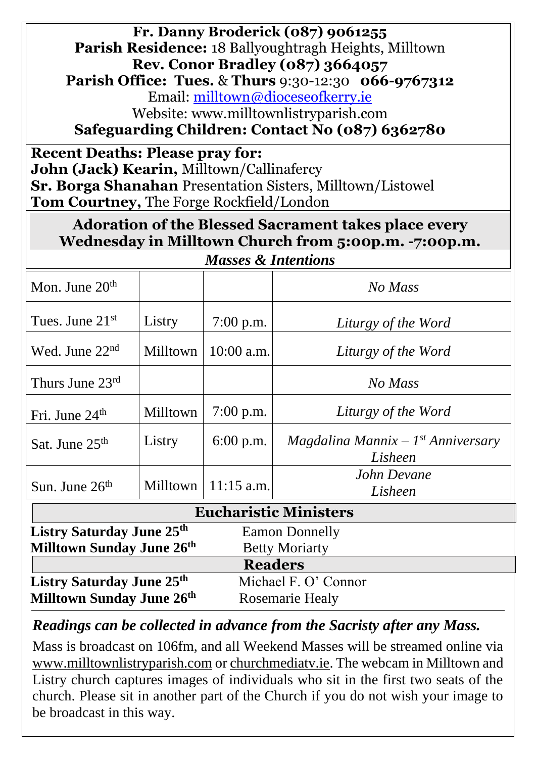**Fr. Danny Broderick (087) 9061255**
**Parish Residence:** 18 Ballyoughtragh Heights, Milltown
**Rev. Conor Bradley (087) 3664057**
**Parish Office: Tues.** & **Thurs** 9:30-12:30 **066-9767312**
Email: milltown@dioceseofkerry.ie
Website: www.milltownlistryparish.com
**Safeguarding Children: Contact No (087) 6362780**

**Recent Deaths: Please pray for:**
**John (Jack) Kearin,** Milltown/Callinafercy
**Sr. Borga Shanahan** Presentation Sisters, Milltown/Listowel
**Tom Courtney,** The Forge Rockfield/London

**Adoration of the Blessed Sacrament takes place every Wednesday in Milltown Church from 5:00p.m. -7:00p.m.**

***Masses & Intentions***

| | | | |
|---|---|---|---|
| Mon. June 20th | | | *No Mass* |
| Tues. June 21st | Listry | 7:00 p.m. | *Liturgy of the Word* |
| Wed. June 22nd | Milltown | 10:00 a.m. | *Liturgy of the Word* |
| Thurs June 23rd | | | *No Mass* |
| Fri. June 24th | Milltown | 7:00 p.m. | *Liturgy of the Word* |
| Sat. June 25th | Listry | 6:00 p.m. | *Magdalina Mannix – 1st Anniversary Lisheen* |
| Sun. June 26th | Milltown | 11:15 a.m. | *John Devane Lisheen* |

**Eucharistic Ministers**

**Listry Saturday June 25th** Eamon Donnelly
**Milltown Sunday June 26th** Betty Moriarty

**Readers**

**Listry Saturday June 25th** Michael F. O' Connor
**Milltown Sunday June 26th** Rosemarie Healy

***Readings can be collected in advance from the Sacristy after any Mass.***

Mass is broadcast on 106fm, and all Weekend Masses will be streamed online via www.milltownlistryparish.com or churchmediatv.ie. The webcam in Milltown and Listry church captures images of individuals who sit in the first two seats of the church. Please sit in another part of the Church if you do not wish your image to be broadcast in this way.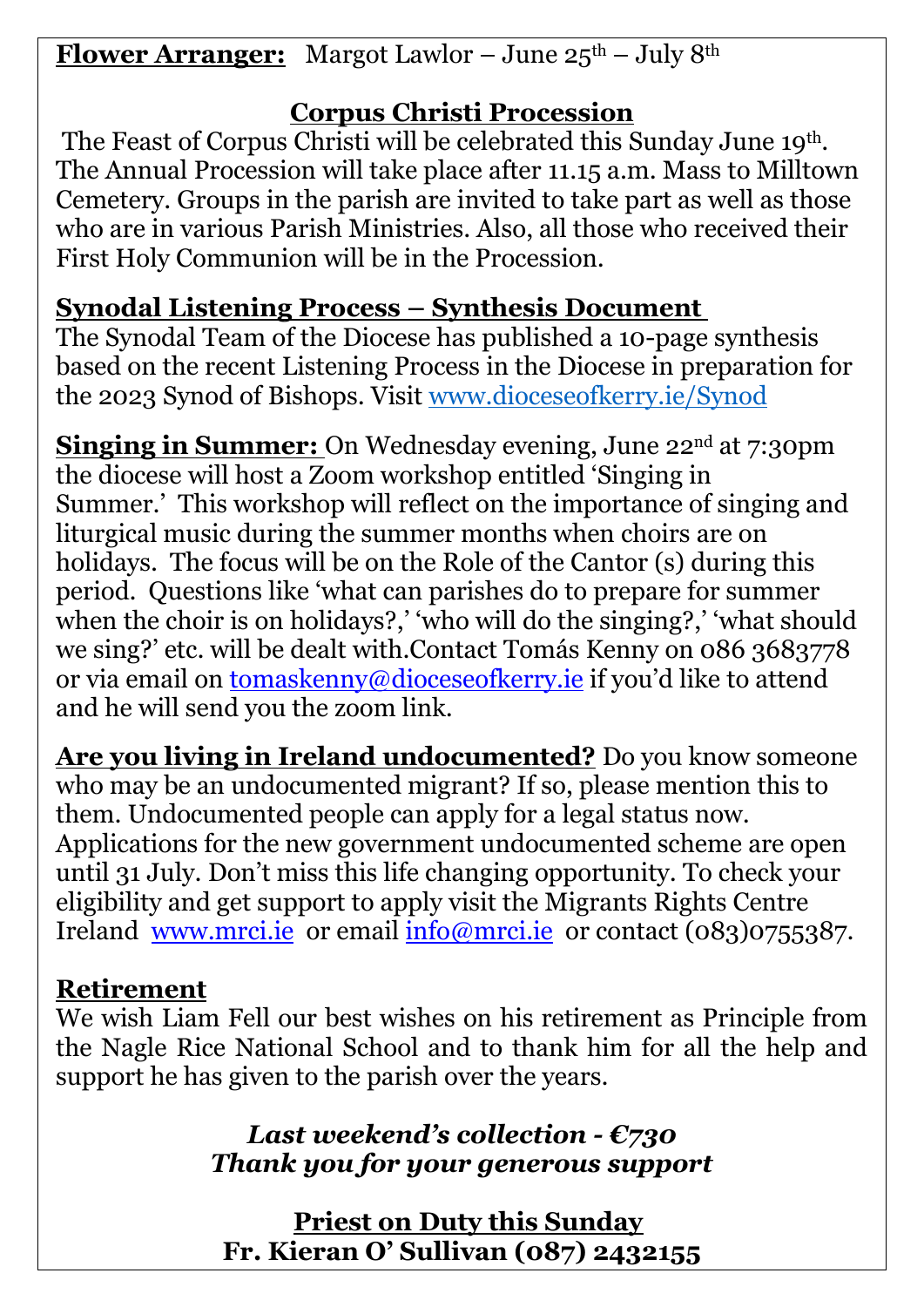**Flower Arranger:** Margot Lawlor – June 25th – July 8th

## Corpus Christi Procession

The Feast of Corpus Christi will be celebrated this Sunday June 19th. The Annual Procession will take place after 11.15 a.m. Mass to Milltown Cemetery. Groups in the parish are invited to take part as well as those who are in various Parish Ministries. Also, all those who received their First Holy Communion will be in the Procession.

## Synodal Listening Process – Synthesis Document

The Synodal Team of the Diocese has published a 10-page synthesis based on the recent Listening Process in the Diocese in preparation for the 2023 Synod of Bishops. Visit www.dioceseofkerry.ie/Synod

**Singing in Summer:** On Wednesday evening, June 22nd at 7:30pm the diocese will host a Zoom workshop entitled 'Singing in Summer.' This workshop will reflect on the importance of singing and liturgical music during the summer months when choirs are on holidays. The focus will be on the Role of the Cantor (s) during this period. Questions like 'what can parishes do to prepare for summer when the choir is on holidays?,' 'who will do the singing?,' 'what should we sing?' etc. will be dealt with.Contact Tomás Kenny on 086 3683778 or via email on tomaskenny@dioceseofkerry.ie if you'd like to attend and he will send you the zoom link.

**Are you living in Ireland undocumented?** Do you know someone who may be an undocumented migrant? If so, please mention this to them. Undocumented people can apply for a legal status now. Applications for the new government undocumented scheme are open until 31 July. Don't miss this life changing opportunity. To check your eligibility and get support to apply visit the Migrants Rights Centre Ireland www.mrci.ie or email info@mrci.ie or contact (083)0755387.

## Retirement

We wish Liam Fell our best wishes on his retirement as Principle from the Nagle Rice National School and to thank him for all the help and support he has given to the parish over the years.

***Last weekend's collection - €730***
***Thank you for your generous support***

**Priest on Duty this Sunday**
**Fr. Kieran O' Sullivan (087) 2432155**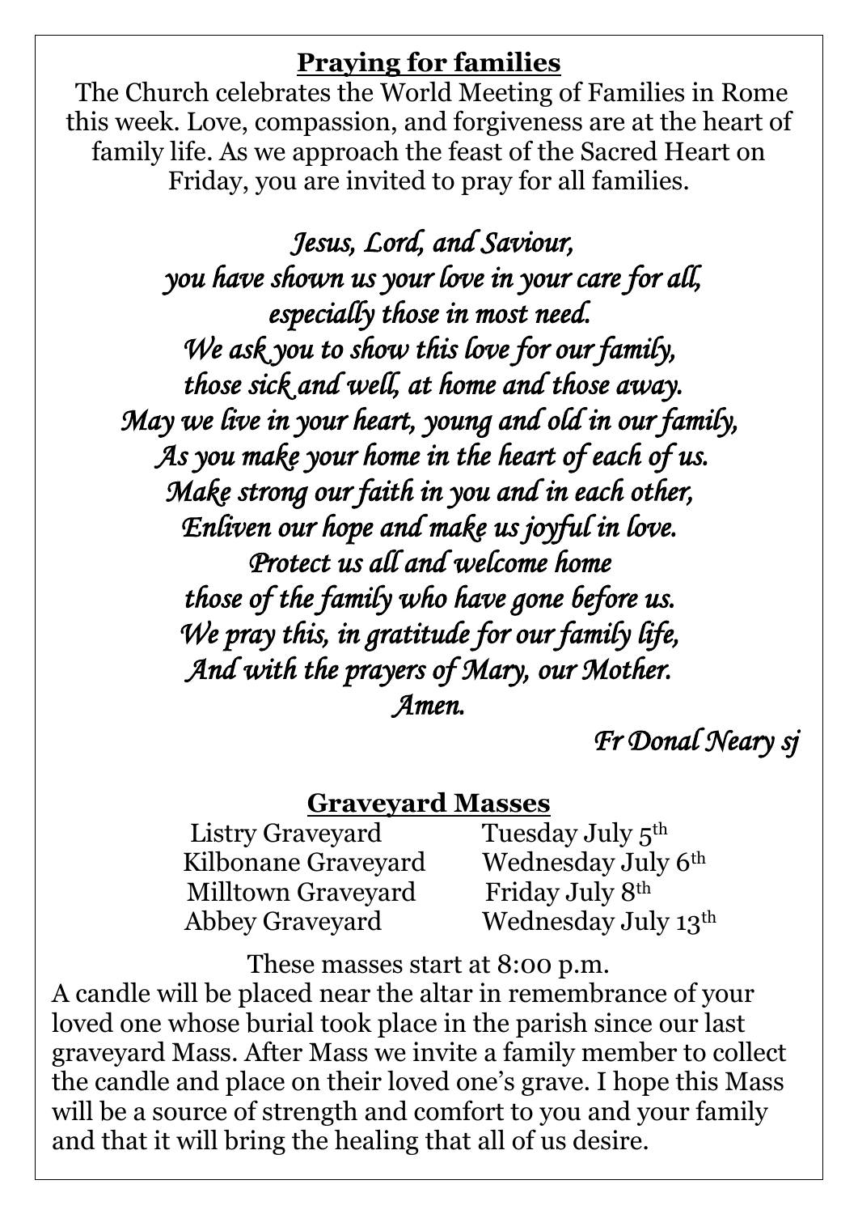## Praying for families

The Church celebrates the World Meeting of Families in Rome this week. Love, compassion, and forgiveness are at the heart of family life. As we approach the feast of the Sacred Heart on Friday, you are invited to pray for all families.

*Jesus, Lord, and Saviour,*
*you have shown us your love in your care for all,*
*especially those in most need.*
*We ask you to show this love for our family,*
*those sick and well, at home and those away.*
*May we live in your heart, young and old in our family,*
*As you make your home in the heart of each of us.*
*Make strong our faith in you and in each other,*
*Enliven our hope and make us joyful in love.*
*Protect us all and welcome home*
*those of the family who have gone before us.*
*We pray this, in gratitude for our family life,*
*And with the prayers of Mary, our Mother.*
*Amen.*

*Fr Donal Neary sj*

## Graveyard Masses

| | |
|---|---|
| Listry Graveyard | Tuesday July 5th |
| Kilbonane Graveyard | Wednesday July 6th |
| Milltown Graveyard | Friday July 8th |
| Abbey Graveyard | Wednesday July 13th |

These masses start at 8:00 p.m.

A candle will be placed near the altar in remembrance of your loved one whose burial took place in the parish since our last graveyard Mass. After Mass we invite a family member to collect the candle and place on their loved one's grave. I hope this Mass will be a source of strength and comfort to you and your family and that it will bring the healing that all of us desire.